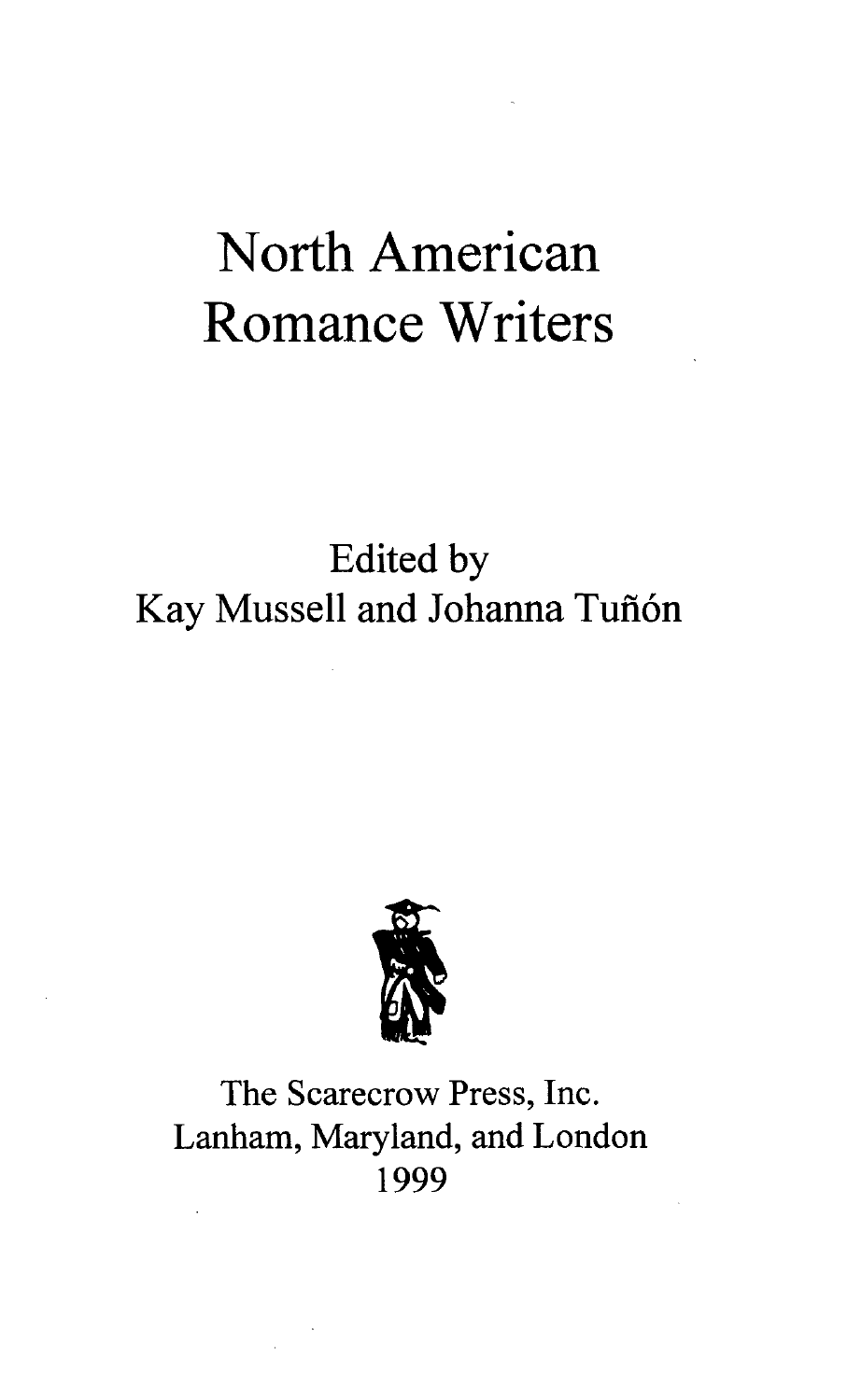# North American Romance Writers

Edited by
Kay Mussell and Johanna Tuñón

The Scarecrow Press, Inc.
Lanham, Maryland, and London
1999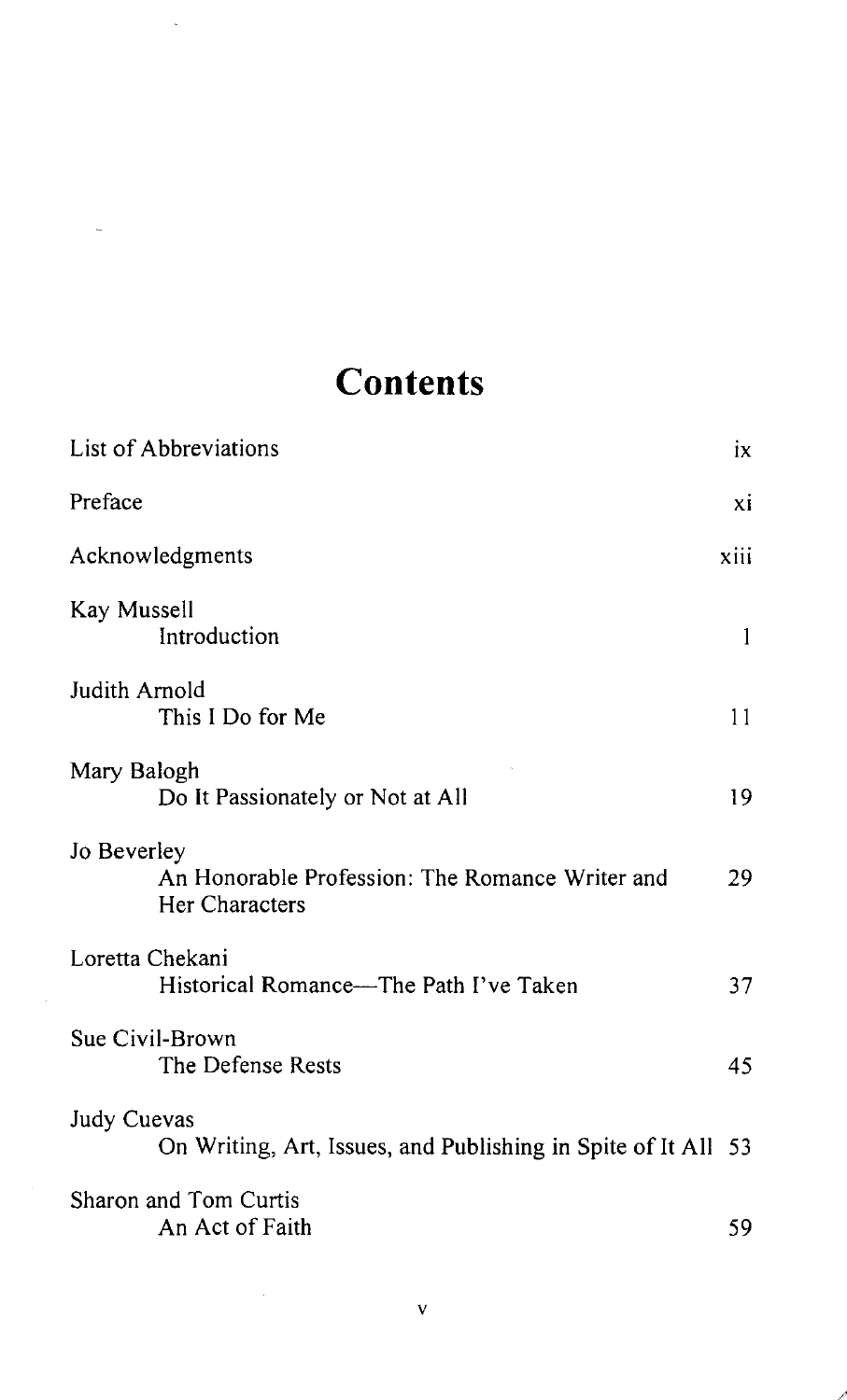# Contents

| | |
|---|---|
| List of Abbreviations | ix |
| Preface | xi |
| Acknowledgments | xiii |
| Kay Mussell<br>Introduction | 1 |
| Judith Arnold<br>This I Do for Me | 11 |
| Mary Balogh<br>Do It Passionately or Not at All | 19 |
| Jo Beverley<br>An Honorable Profession: The Romance Writer and Her Characters | 29 |
| Loretta Chekani<br>Historical Romance—The Path I've Taken | 37 |
| Sue Civil-Brown<br>The Defense Rests | 45 |
| Judy Cuevas<br>On Writing, Art, Issues, and Publishing in Spite of It All | 53 |
| Sharon and Tom Curtis<br>An Act of Faith | 59 |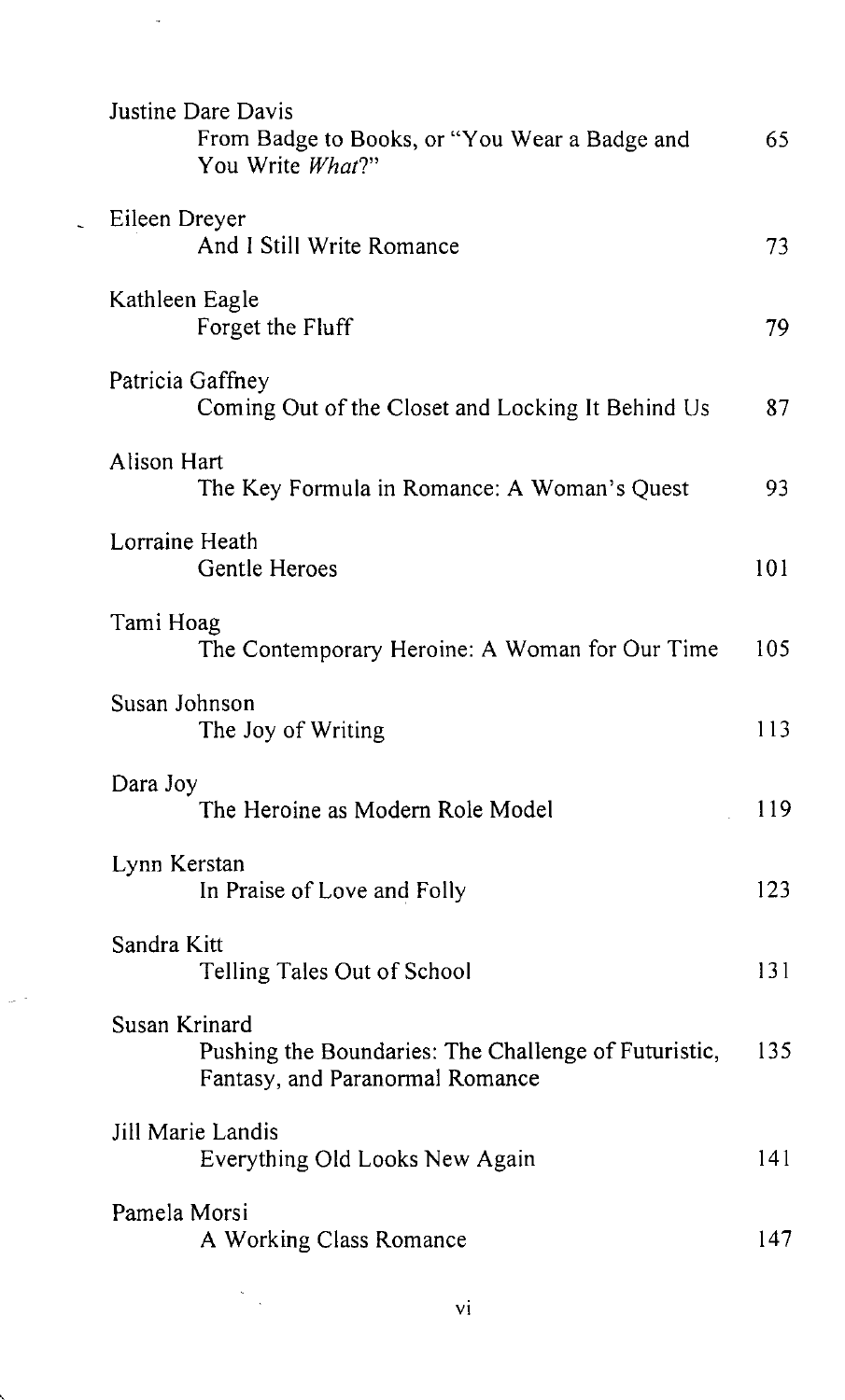Justine Dare Davis
From Badge to Books, or "You Wear a Badge and You Write *What*?" 65

Eileen Dreyer
And I Still Write Romance 73

Kathleen Eagle
Forget the Fluff 79

Patricia Gaffney
Coming Out of the Closet and Locking It Behind Us 87

Alison Hart
The Key Formula in Romance: A Woman's Quest 93

Lorraine Heath
Gentle Heroes 101

Tami Hoag
The Contemporary Heroine: A Woman for Our Time 105

Susan Johnson
The Joy of Writing 113

Dara Joy
The Heroine as Modern Role Model 119

Lynn Kerstan
In Praise of Love and Folly 123

Sandra Kitt
Telling Tales Out of School 131

Susan Krinard
Pushing the Boundaries: The Challenge of Futuristic, Fantasy, and Paranormal Romance 135

Jill Marie Landis
Everything Old Looks New Again 141

Pamela Morsi
A Working Class Romance 147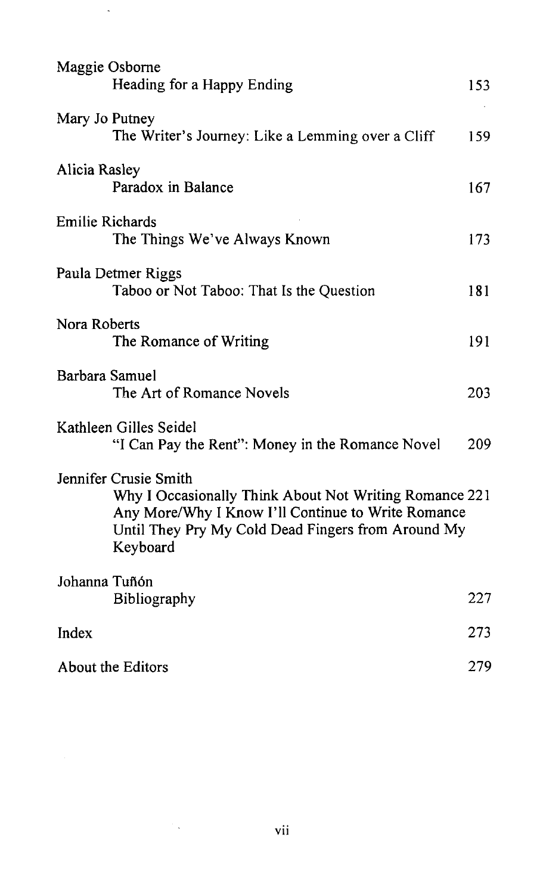Maggie Osborne
Heading for a Happy Ending 153

Mary Jo Putney
The Writer's Journey: Like a Lemming over a Cliff 159

Alicia Rasley
Paradox in Balance 167

Emilie Richards
The Things We've Always Known 173

Paula Detmer Riggs
Taboo or Not Taboo: That Is the Question 181

Nora Roberts
The Romance of Writing 191

Barbara Samuel
The Art of Romance Novels 203

Kathleen Gilles Seidel
"I Can Pay the Rent": Money in the Romance Novel 209

Jennifer Crusie Smith
Why I Occasionally Think About Not Writing Romance Any More/Why I Know I'll Continue to Write Romance Until They Pry My Cold Dead Fingers from Around My Keyboard 221

Johanna Tuñón
Bibliography 227

Index 273

About the Editors 279